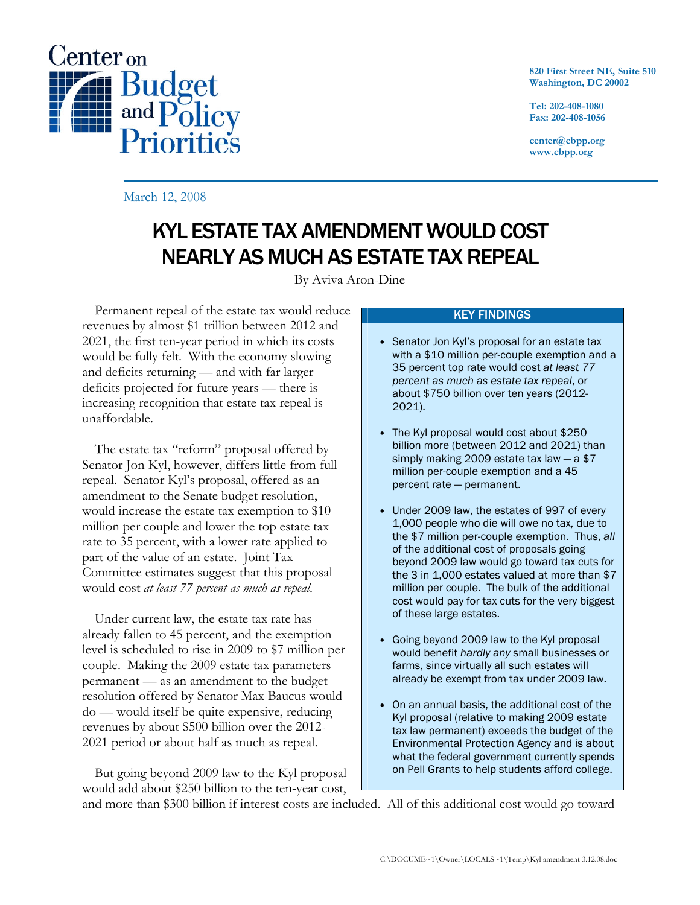Center on Budget and Policy Priorities

820 First Street NE, Suite 510
Washington, DC 20002

Tel: 202-408-1080
Fax: 202-408-1056

center@cbpp.org
www.cbpp.org

March 12, 2008

# KYL ESTATE TAX AMENDMENT WOULD COST NEARLY AS MUCH AS ESTATE TAX REPEAL

By Aviva Aron-Dine

Permanent repeal of the estate tax would reduce revenues by almost $1 trillion between 2012 and 2021, the first ten-year period in which its costs would be fully felt. With the economy slowing and deficits returning — and with far larger deficits projected for future years — there is increasing recognition that estate tax repeal is unaffordable.

The estate tax "reform" proposal offered by Senator Jon Kyl, however, differs little from full repeal. Senator Kyl's proposal, offered as an amendment to the Senate budget resolution, would increase the estate tax exemption to $10 million per couple and lower the top estate tax rate to 35 percent, with a lower rate applied to part of the value of an estate. Joint Tax Committee estimates suggest that this proposal would cost *at least 77 percent as much as repeal.*

Under current law, the estate tax rate has already fallen to 45 percent, and the exemption level is scheduled to rise in 2009 to $7 million per couple. Making the 2009 estate tax parameters permanent — as an amendment to the budget resolution offered by Senator Max Baucus would do — would itself be quite expensive, reducing revenues by about $500 billion over the 2012-2021 period or about half as much as repeal.

But going beyond 2009 law to the Kyl proposal would add about $250 billion to the ten-year cost, and more than $300 billion if interest costs are included. All of this additional cost would go toward

**KEY FINDINGS**

- Senator Jon Kyl's proposal for an estate tax with a $10 million per-couple exemption and a 35 percent top rate would cost *at least 77 percent as much as estate tax repeal*, or about $750 billion over ten years (2012-2021).
- The Kyl proposal would cost about $250 billion more (between 2012 and 2021) than simply making 2009 estate tax law — a $7 million per-couple exemption and a 45 percent rate — permanent.
- Under 2009 law, the estates of 997 of every 1,000 people who die will owe no tax, due to the $7 million per-couple exemption. Thus, *all* of the additional cost of proposals going beyond 2009 law would go toward tax cuts for the 3 in 1,000 estates valued at more than $7 million per couple. The bulk of the additional cost would pay for tax cuts for the very biggest of these large estates.
- Going beyond 2009 law to the Kyl proposal would benefit *hardly any* small businesses or farms, since virtually all such estates will already be exempt from tax under 2009 law.
- On an annual basis, the additional cost of the Kyl proposal (relative to making 2009 estate tax law permanent) exceeds the budget of the Environmental Protection Agency and is about what the federal government currently spends on Pell Grants to help students afford college.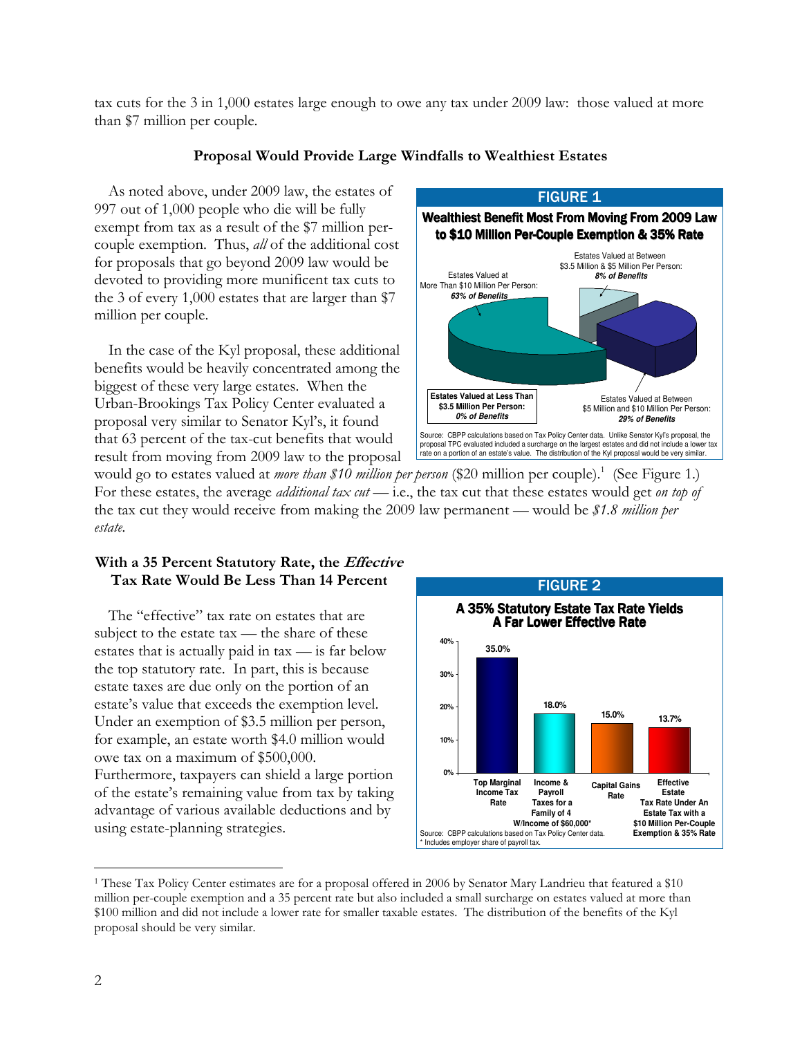tax cuts for the 3 in 1,000 estates large enough to owe any tax under 2009 law: those valued at more than $7 million per couple.

### Proposal Would Provide Large Windfalls to Wealthiest Estates

As noted above, under 2009 law, the estates of 997 out of 1,000 people who die will be fully exempt from tax as a result of the $7 million per-couple exemption. Thus, *all* of the additional cost for proposals that go beyond 2009 law would be devoted to providing more munificent tax cuts to the 3 of every 1,000 estates that are larger than $7 million per couple.

In the case of the Kyl proposal, these additional benefits would be heavily concentrated among the biggest of these very large estates. When the Urban-Brookings Tax Policy Center evaluated a proposal very similar to Senator Kyl's, it found that 63 percent of the tax-cut benefits that would result from moving from 2009 law to the proposal would go to estates valued at *more than $10 million per person* ($20 million per couple).[1] (See Figure 1.) For these estates, the average *additional tax cut* — i.e., the tax cut that these estates would get *on top of* the tax cut they would receive from making the 2009 law permanent — would be *$1.8 million per estate.*

**FIGURE 1**

**Wealthiest Benefit Most From Moving From 2009 Law to $10 Million Per-Couple Exemption & 35% Rate**

| Estate value | Share of benefits |
|---|---|
| Estates Valued at Less Than $3.5 Million Per Person | 0% of Benefits |
| Estates Valued at Between $3.5 Million & $5 Million Per Person | 8% of Benefits |
| Estates Valued at Between $5 Million and $10 Million Per Person | 29% of Benefits |
| Estates Valued at More Than $10 Million Per Person | 63% of Benefits |

Source: CBPP calculations based on Tax Policy Center data. Unlike Senator Kyl's proposal, the proposal TPC evaluated included a surcharge on the largest estates and did not include a lower tax rate on a portion of an estate's value. The distribution of the Kyl proposal would be very similar.

### With a 35 Percent Statutory Rate, the *Effective* Tax Rate Would Be Less Than 14 Percent

The "effective" tax rate on estates that are subject to the estate tax — the share of these estates that is actually paid in tax — is far below the top statutory rate. In part, this is because estate taxes are due only on the portion of an estate's value that exceeds the exemption level. Under an exemption of $3.5 million per person, for example, an estate worth $4.0 million would owe tax on a maximum of $500,000. Furthermore, taxpayers can shield a large portion of the estate's remaining value from tax by taking advantage of various available deductions and by using estate-planning strategies.

**FIGURE 2**

**A 35% Statutory Estate Tax Rate Yields A Far Lower Effective Rate**

| Category | Rate |
|---|---|
| Top Marginal Income Tax Rate | 35.0% |
| Income & Payroll Taxes for a Family of 4 W/Income of $60,000* | 18.0% |
| Capital Gains Rate | 15.0% |
| Effective Estate Tax Rate Under An Estate Tax with a $10 Million Per-Couple Exemption & 35% Rate | 13.7% |

Source: CBPP calculations based on Tax Policy Center data.
\* Includes employer share of payroll tax.

---

[1] These Tax Policy Center estimates are for a proposal offered in 2006 by Senator Mary Landrieu that featured a $10 million per-couple exemption and a 35 percent rate but also included a small surcharge on estates valued at more than $100 million and did not include a lower rate for smaller taxable estates. The distribution of the benefits of the Kyl proposal should be very similar.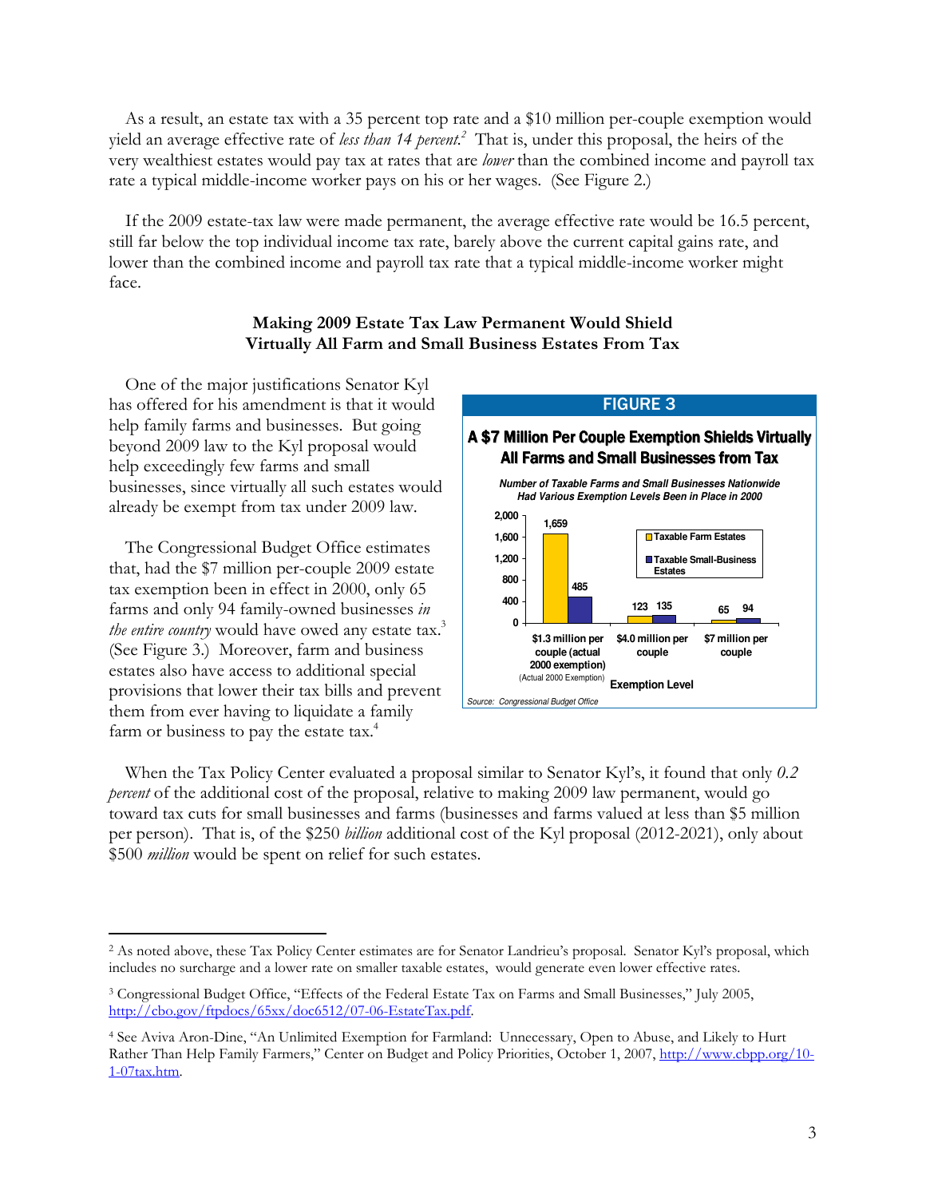As a result, an estate tax with a 35 percent top rate and a $10 million per-couple exemption would yield an average effective rate of *less than 14 percent*.[2] That is, under this proposal, the heirs of the very wealthiest estates would pay tax at rates that are *lower* than the combined income and payroll tax rate a typical middle-income worker pays on his or her wages. (See Figure 2.)

If the 2009 estate-tax law were made permanent, the average effective rate would be 16.5 percent, still far below the top individual income tax rate, barely above the current capital gains rate, and lower than the combined income and payroll tax rate that a typical middle-income worker might face.

### Making 2009 Estate Tax Law Permanent Would Shield Virtually All Farm and Small Business Estates From Tax

One of the major justifications Senator Kyl has offered for his amendment is that it would help family farms and businesses. But going beyond 2009 law to the Kyl proposal would help exceedingly few farms and small businesses, since virtually all such estates would already be exempt from tax under 2009 law.

The Congressional Budget Office estimates that, had the $7 million per-couple 2009 estate tax exemption been in effect in 2000, only 65 farms and only 94 family-owned businesses *in the entire country* would have owed any estate tax.[3] (See Figure 3.) Moreover, farm and business estates also have access to additional special provisions that lower their tax bills and prevent them from ever having to liquidate a family farm or business to pay the estate tax.[4]

**FIGURE 3**

**A $7 Million Per Couple Exemption Shields Virtually All Farms and Small Businesses from Tax**

*Number of Taxable Farms and Small Businesses Nationwide Had Various Exemption Levels Been in Place in 2000*

| Exemption Level | Taxable Farm Estates | Taxable Small-Business Estates |
| --- | --- | --- |
| $1.3 million per couple (actual 2000 exemption) | 1,659 | 485 |
| $4.0 million per couple | 123 | 135 |
| $7 million per couple | 65 | 94 |

*Source: Congressional Budget Office*

When the Tax Policy Center evaluated a proposal similar to Senator Kyl's, it found that only *0.2 percent* of the additional cost of the proposal, relative to making 2009 law permanent, would go toward tax cuts for small businesses and farms (businesses and farms valued at less than $5 million per person). That is, of the $250 *billion* additional cost of the Kyl proposal (2012-2021), only about $500 *million* would be spent on relief for such estates.

---

[2] As noted above, these Tax Policy Center estimates are for Senator Landrieu's proposal. Senator Kyl's proposal, which includes no surcharge and a lower rate on smaller taxable estates, would generate even lower effective rates.

[3] Congressional Budget Office, "Effects of the Federal Estate Tax on Farms and Small Businesses," July 2005, http://cbo.gov/ftpdocs/65xx/doc6512/07-06-EstateTax.pdf.

[4] See Aviva Aron-Dine, "An Unlimited Exemption for Farmland: Unnecessary, Open to Abuse, and Likely to Hurt Rather Than Help Family Farmers," Center on Budget and Policy Priorities, October 1, 2007, http://www.cbpp.org/10-1-07tax.htm.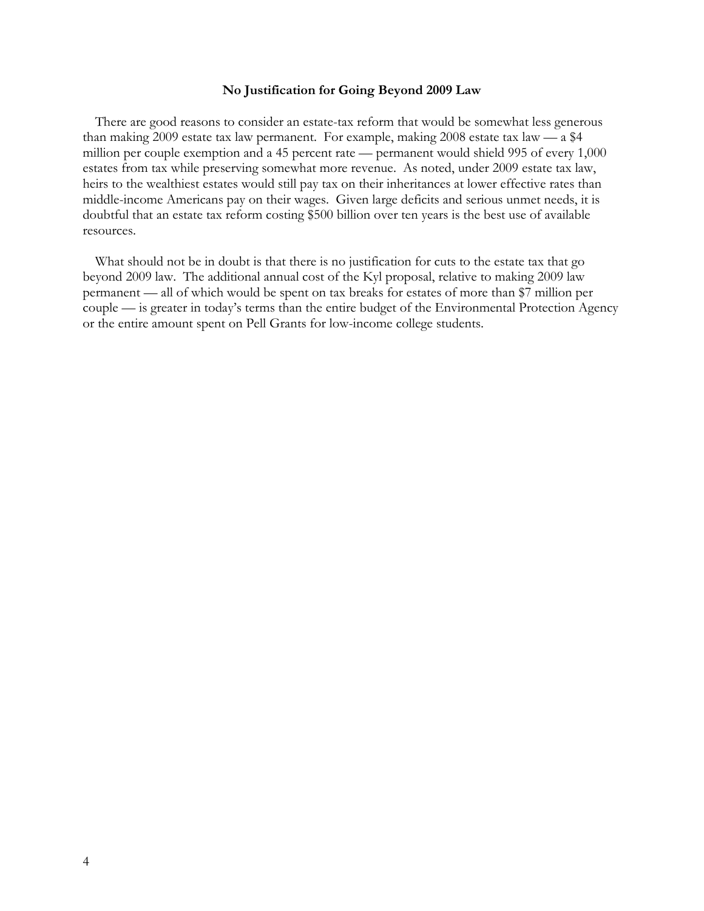### No Justification for Going Beyond 2009 Law

There are good reasons to consider an estate-tax reform that would be somewhat less generous than making 2009 estate tax law permanent. For example, making 2008 estate tax law — a $4 million per couple exemption and a 45 percent rate — permanent would shield 995 of every 1,000 estates from tax while preserving somewhat more revenue. As noted, under 2009 estate tax law, heirs to the wealthiest estates would still pay tax on their inheritances at lower effective rates than middle-income Americans pay on their wages. Given large deficits and serious unmet needs, it is doubtful that an estate tax reform costing $500 billion over ten years is the best use of available resources.

What should not be in doubt is that there is no justification for cuts to the estate tax that go beyond 2009 law. The additional annual cost of the Kyl proposal, relative to making 2009 law permanent — all of which would be spent on tax breaks for estates of more than $7 million per couple — is greater in today's terms than the entire budget of the Environmental Protection Agency or the entire amount spent on Pell Grants for low-income college students.